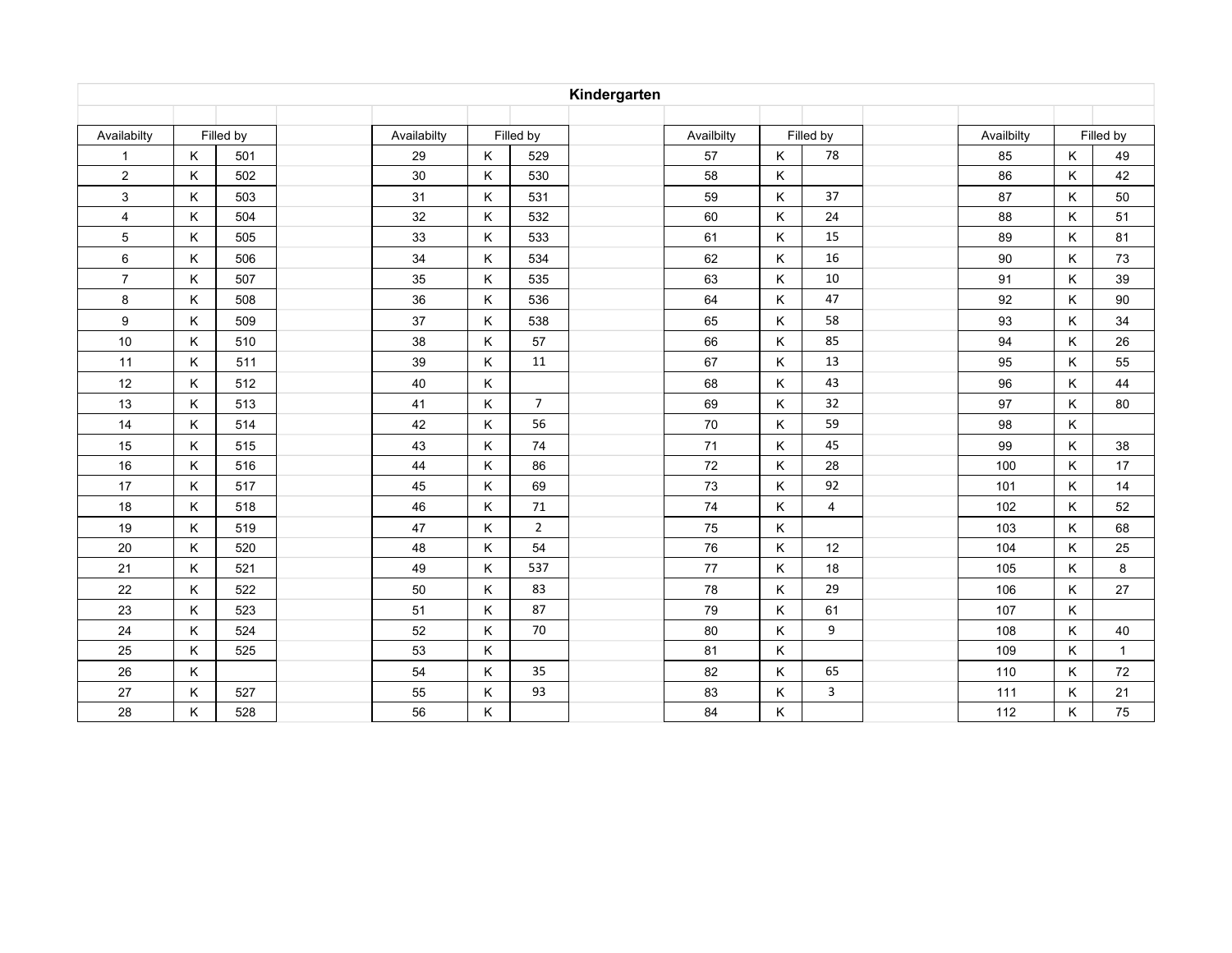# Kindergarten

| Availabilty | Filled by | |
|---|---|---|
| 1 | K | 501 |
| 2 | K | 502 |
| 3 | K | 503 |
| 4 | K | 504 |
| 5 | K | 505 |
| 6 | K | 506 |
| 7 | K | 507 |
| 8 | K | 508 |
| 9 | K | 509 |
| 10 | K | 510 |
| 11 | K | 511 |
| 12 | K | 512 |
| 13 | K | 513 |
| 14 | K | 514 |
| 15 | K | 515 |
| 16 | K | 516 |
| 17 | K | 517 |
| 18 | K | 518 |
| 19 | K | 519 |
| 20 | K | 520 |
| 21 | K | 521 |
| 22 | K | 522 |
| 23 | K | 523 |
| 24 | K | 524 |
| 25 | K | 525 |
| 26 | K | |
| 27 | K | 527 |
| 28 | K | 528 |

| Availabilty | Filled by | |
|---|---|---|
| 29 | K | 529 |
| 30 | K | 530 |
| 31 | K | 531 |
| 32 | K | 532 |
| 33 | K | 533 |
| 34 | K | 534 |
| 35 | K | 535 |
| 36 | K | 536 |
| 37 | K | 538 |
| 38 | K | 57 |
| 39 | K | 11 |
| 40 | K | |
| 41 | K | 7 |
| 42 | K | 56 |
| 43 | K | 74 |
| 44 | K | 86 |
| 45 | K | 69 |
| 46 | K | 71 |
| 47 | K | 2 |
| 48 | K | 54 |
| 49 | K | 537 |
| 50 | K | 83 |
| 51 | K | 87 |
| 52 | K | 70 |
| 53 | K | |
| 54 | K | 35 |
| 55 | K | 93 |
| 56 | K | |

| Availbilty | Filled by | |
|---|---|---|
| 57 | K | 78 |
| 58 | K | |
| 59 | K | 37 |
| 60 | K | 24 |
| 61 | K | 15 |
| 62 | K | 16 |
| 63 | K | 10 |
| 64 | K | 47 |
| 65 | K | 58 |
| 66 | K | 85 |
| 67 | K | 13 |
| 68 | K | 43 |
| 69 | K | 32 |
| 70 | K | 59 |
| 71 | K | 45 |
| 72 | K | 28 |
| 73 | K | 92 |
| 74 | K | 4 |
| 75 | K | |
| 76 | K | 12 |
| 77 | K | 18 |
| 78 | K | 29 |
| 79 | K | 61 |
| 80 | K | 9 |
| 81 | K | |
| 82 | K | 65 |
| 83 | K | 3 |
| 84 | K | |

| Availbilty | Filled by | |
|---|---|---|
| 85 | K | 49 |
| 86 | K | 42 |
| 87 | K | 50 |
| 88 | K | 51 |
| 89 | K | 81 |
| 90 | K | 73 |
| 91 | K | 39 |
| 92 | K | 90 |
| 93 | K | 34 |
| 94 | K | 26 |
| 95 | K | 55 |
| 96 | K | 44 |
| 97 | K | 80 |
| 98 | K | |
| 99 | K | 38 |
| 100 | K | 17 |
| 101 | K | 14 |
| 102 | K | 52 |
| 103 | K | 68 |
| 104 | K | 25 |
| 105 | K | 8 |
| 106 | K | 27 |
| 107 | K | |
| 108 | K | 40 |
| 109 | K | 1 |
| 110 | K | 72 |
| 111 | K | 21 |
| 112 | K | 75 |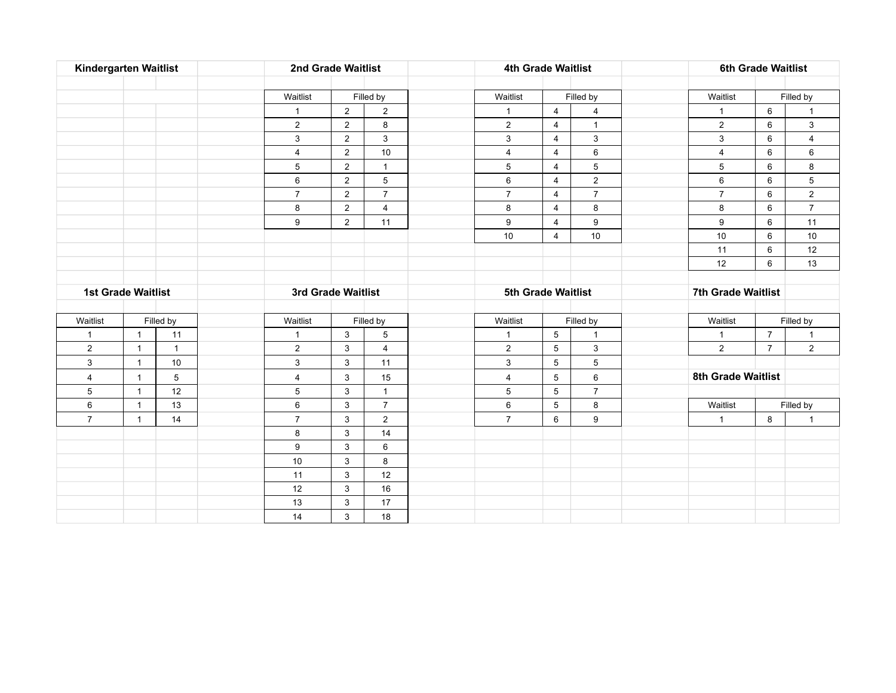## Kindergarten Waitlist

## 1st Grade Waitlist

| Waitlist | Filled by | |
|---|---|---|
| 1 | 1 | 11 |
| 2 | 1 | 1 |
| 3 | 1 | 10 |
| 4 | 1 | 5 |
| 5 | 1 | 12 |
| 6 | 1 | 13 |
| 7 | 1 | 14 |

## 2nd Grade Waitlist

| Waitlist | Filled by | |
|---|---|---|
| 1 | 2 | 2 |
| 2 | 2 | 8 |
| 3 | 2 | 3 |
| 4 | 2 | 10 |
| 5 | 2 | 1 |
| 6 | 2 | 5 |
| 7 | 2 | 7 |
| 8 | 2 | 4 |
| 9 | 2 | 11 |

## 3rd Grade Waitlist

| Waitlist | Filled by | |
|---|---|---|
| 1 | 3 | 5 |
| 2 | 3 | 4 |
| 3 | 3 | 11 |
| 4 | 3 | 15 |
| 5 | 3 | 1 |
| 6 | 3 | 7 |
| 7 | 3 | 2 |
| 8 | 3 | 14 |
| 9 | 3 | 6 |
| 10 | 3 | 8 |
| 11 | 3 | 12 |
| 12 | 3 | 16 |
| 13 | 3 | 17 |
| 14 | 3 | 18 |

## 4th Grade Waitlist

| Waitlist | Filled by | |
|---|---|---|
| 1 | 4 | 4 |
| 2 | 4 | 1 |
| 3 | 4 | 3 |
| 4 | 4 | 6 |
| 5 | 4 | 5 |
| 6 | 4 | 2 |
| 7 | 4 | 7 |
| 8 | 4 | 8 |
| 9 | 4 | 9 |
| 10 | 4 | 10 |

## 5th Grade Waitlist

| Waitlist | Filled by | |
|---|---|---|
| 1 | 5 | 1 |
| 2 | 5 | 3 |
| 3 | 5 | 5 |
| 4 | 5 | 6 |
| 5 | 5 | 7 |
| 6 | 5 | 8 |
| 7 | 6 | 9 |

## 6th Grade Waitlist

| Waitlist | Filled by | |
|---|---|---|
| 1 | 6 | 1 |
| 2 | 6 | 3 |
| 3 | 6 | 4 |
| 4 | 6 | 6 |
| 5 | 6 | 8 |
| 6 | 6 | 5 |
| 7 | 6 | 2 |
| 8 | 6 | 7 |
| 9 | 6 | 11 |
| 10 | 6 | 10 |
| 11 | 6 | 12 |
| 12 | 6 | 13 |

## 7th Grade Waitlist

| Waitlist | Filled by | |
|---|---|---|
| 1 | 7 | 1 |
| 2 | 7 | 2 |

## 8th Grade Waitlist

| Waitlist | Filled by | |
|---|---|---|
| 1 | 8 | 1 |